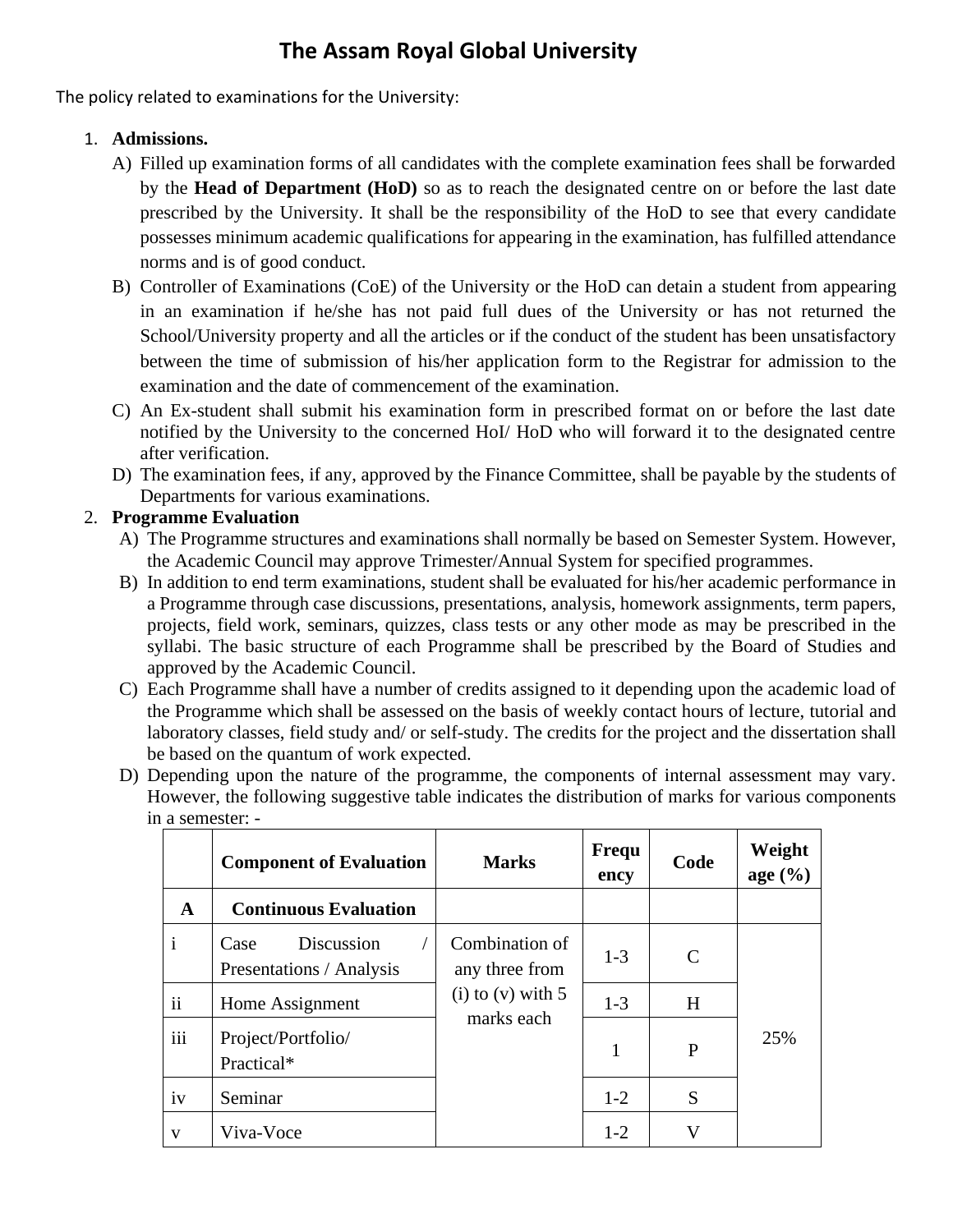# The Assam Royal Global University

The policy related to examinations for the University:

1. **Admissions.**
   A) Filled up examination forms of all candidates with the complete examination fees shall be forwarded by the **Head of Department (HoD)** so as to reach the designated centre on or before the last date prescribed by the University. It shall be the responsibility of the HoD to see that every candidate possesses minimum academic qualifications for appearing in the examination, has fulfilled attendance norms and is of good conduct.
   B) Controller of Examinations (CoE) of the University or the HoD can detain a student from appearing in an examination if he/she has not paid full dues of the University or has not returned the School/University property and all the articles or if the conduct of the student has been unsatisfactory between the time of submission of his/her application form to the Registrar for admission to the examination and the date of commencement of the examination.
   C) An Ex-student shall submit his examination form in prescribed format on or before the last date notified by the University to the concerned HoI/ HoD who will forward it to the designated centre after verification.
   D) The examination fees, if any, approved by the Finance Committee, shall be payable by the students of Departments for various examinations.
2. **Programme Evaluation**
   A) The Programme structures and examinations shall normally be based on Semester System. However, the Academic Council may approve Trimester/Annual System for specified programmes.
   B) In addition to end term examinations, student shall be evaluated for his/her academic performance in a Programme through case discussions, presentations, analysis, homework assignments, term papers, projects, field work, seminars, quizzes, class tests or any other mode as may be prescribed in the syllabi. The basic structure of each Programme shall be prescribed by the Board of Studies and approved by the Academic Council.
   C) Each Programme shall have a number of credits assigned to it depending upon the academic load of the Programme which shall be assessed on the basis of weekly contact hours of lecture, tutorial and laboratory classes, field study and/ or self-study. The credits for the project and the dissertation shall be based on the quantum of work expected.
   D) Depending upon the nature of the programme, the components of internal assessment may vary. However, the following suggestive table indicates the distribution of marks for various components in a semester: -

| | **Component of Evaluation** | **Marks** | **Frequency** | **Code** | **Weightage (%)** |
|---|---|---|---|---|---|
| **A** | **Continuous Evaluation** | | | | |
| i | Case Discussion / Presentations / Analysis | Combination of any three from (i) to (v) with 5 marks each | 1-3 | C | 25% |
| ii | Home Assignment | | 1-3 | H | |
| iii | Project/Portfolio/ Practical* | | 1 | P | |
| iv | Seminar | | 1-2 | S | |
| v | Viva-Voce | | 1-2 | V | |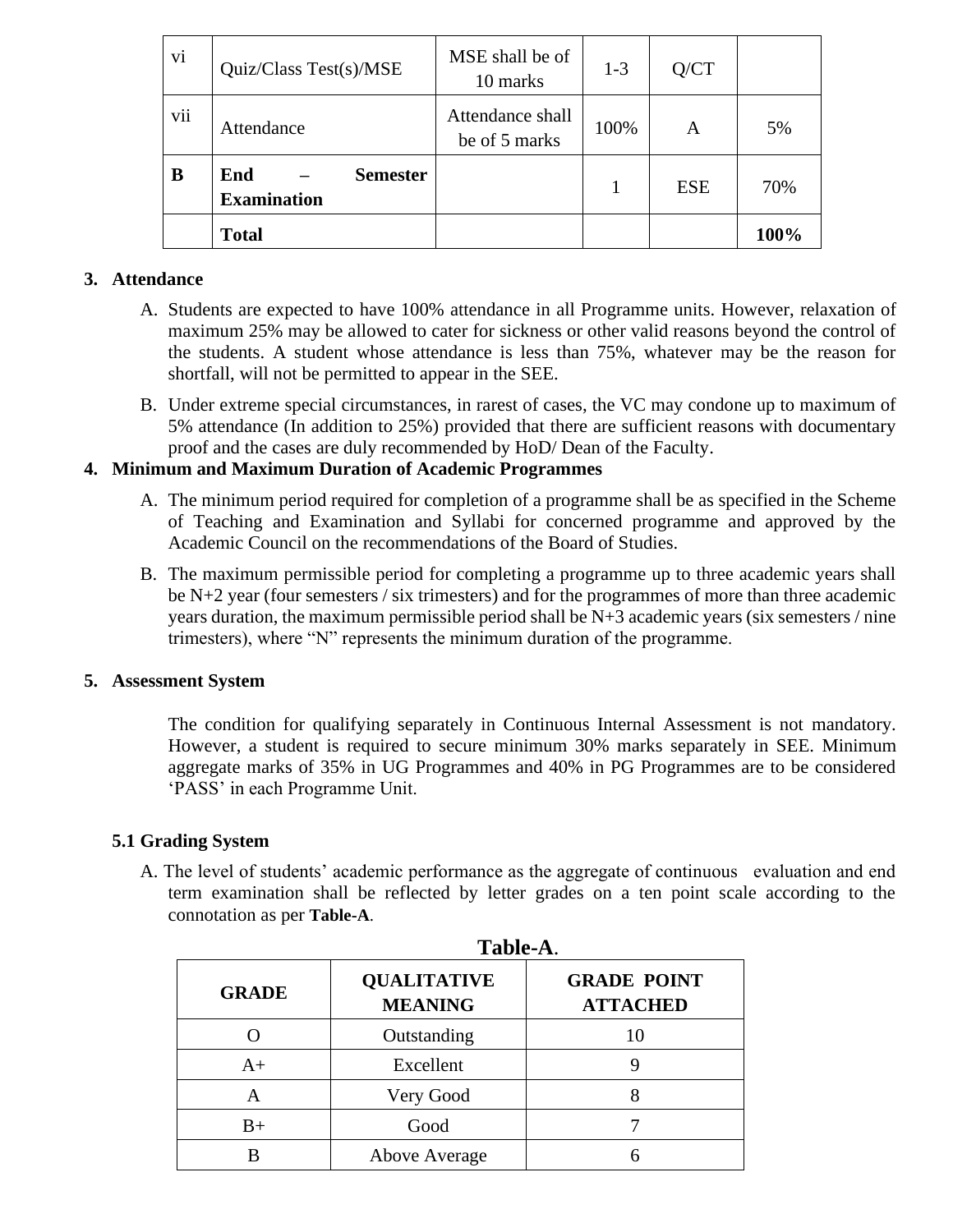| | | | | | |
|---|---|---|---|---|---|
| vi | Quiz/Class Test(s)/MSE | MSE shall be of 10 marks | 1-3 | Q/CT | |
| vii | Attendance | Attendance shall be of 5 marks | 100% | A | 5% |
| **B** | **End – Semester Examination** | | 1 | ESE | 70% |
| | **Total** | | | | **100%** |

## 3. Attendance

A. Students are expected to have 100% attendance in all Programme units. However, relaxation of maximum 25% may be allowed to cater for sickness or other valid reasons beyond the control of the students. A student whose attendance is less than 75%, whatever may be the reason for shortfall, will not be permitted to appear in the SEE.

B. Under extreme special circumstances, in rarest of cases, the VC may condone up to maximum of 5% attendance (In addition to 25%) provided that there are sufficient reasons with documentary proof and the cases are duly recommended by HoD/ Dean of the Faculty.

## 4. Minimum and Maximum Duration of Academic Programmes

A. The minimum period required for completion of a programme shall be as specified in the Scheme of Teaching and Examination and Syllabi for concerned programme and approved by the Academic Council on the recommendations of the Board of Studies.

B. The maximum permissible period for completing a programme up to three academic years shall be N+2 year (four semesters / six trimesters) and for the programmes of more than three academic years duration, the maximum permissible period shall be N+3 academic years (six semesters / nine trimesters), where "N" represents the minimum duration of the programme.

## 5. Assessment System

The condition for qualifying separately in Continuous Internal Assessment is not mandatory. However, a student is required to secure minimum 30% marks separately in SEE. Minimum aggregate marks of 35% in UG Programmes and 40% in PG Programmes are to be considered 'PASS' in each Programme Unit.

### 5.1 Grading System

A. The level of students' academic performance as the aggregate of continuous evaluation and end term examination shall be reflected by letter grades on a ten point scale according to the connotation as per **Table-A**.

**Table-A.**

| GRADE | QUALITATIVE MEANING | GRADE POINT ATTACHED |
|---|---|---|
| O | Outstanding | 10 |
| A+ | Excellent | 9 |
| A | Very Good | 8 |
| B+ | Good | 7 |
| B | Above Average | 6 |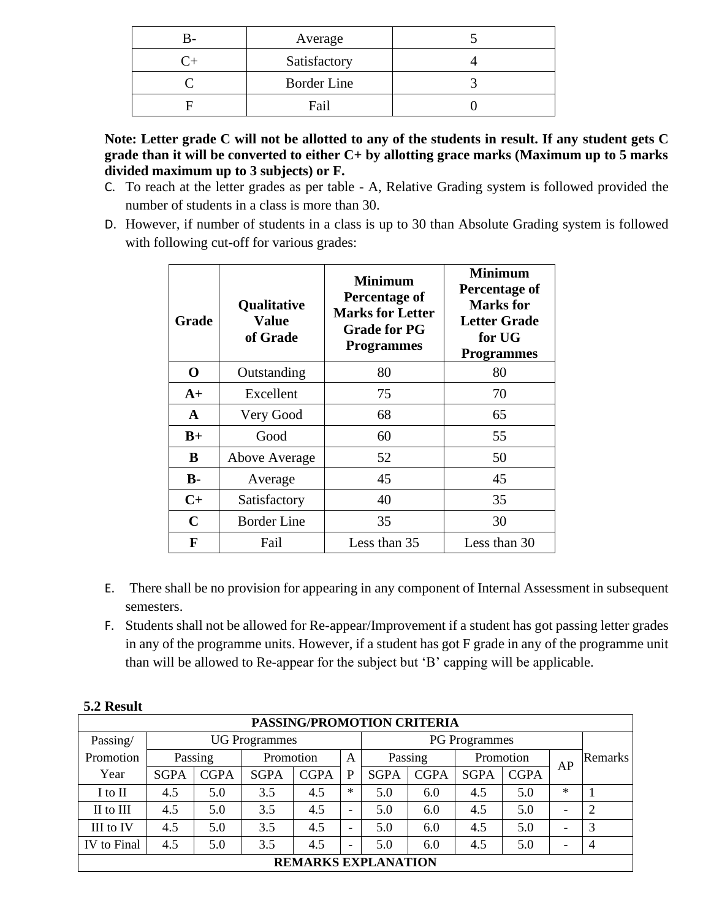| | | |
|---|---|---|
| B- | Average | 5 |
| C+ | Satisfactory | 4 |
| C | Border Line | 3 |
| F | Fail | 0 |

**Note: Letter grade C will not be allotted to any of the students in result. If any student gets C grade than it will be converted to either C+ by allotting grace marks (Maximum up to 5 marks divided maximum up to 3 subjects) or F.**

C. To reach at the letter grades as per table - A, Relative Grading system is followed provided the number of students in a class is more than 30.

D. However, if number of students in a class is up to 30 than Absolute Grading system is followed with following cut-off for various grades:

| Grade | Qualitative Value of Grade | Minimum Percentage of Marks for Letter Grade for PG Programmes | Minimum Percentage of Marks for Letter Grade for UG Programmes |
|---|---|---|---|
| **O** | Outstanding | 80 | 80 |
| **A+** | Excellent | 75 | 70 |
| **A** | Very Good | 68 | 65 |
| **B+** | Good | 60 | 55 |
| **B** | Above Average | 52 | 50 |
| **B-** | Average | 45 | 45 |
| **C+** | Satisfactory | 40 | 35 |
| **C** | Border Line | 35 | 30 |
| **F** | Fail | Less than 35 | Less than 30 |

E. There shall be no provision for appearing in any component of Internal Assessment in subsequent semesters.

F. Students shall not be allowed for Re-appear/Improvement if a student has got passing letter grades in any of the programme units. However, if a student has got F grade in any of the programme unit than will be allowed to Re-appear for the subject but 'B' capping will be applicable.

### 5.2 Result

| PASSING/PROMOTION CRITERIA | | | | | | | | | | | |
|---|---|---|---|---|---|---|---|---|---|---|---|
| Passing/ Promotion Year | UG Programmes | | | | | PG Programmes | | | | | Remarks |
| | Passing | | Promotion | | AP | Passing | | Promotion | | AP | |
| | SGPA | CGPA | SGPA | CGPA | | SGPA | CGPA | SGPA | CGPA | | |
| I to II | 4.5 | 5.0 | 3.5 | 4.5 | * | 5.0 | 6.0 | 4.5 | 5.0 | * | 1 |
| II to III | 4.5 | 5.0 | 3.5 | 4.5 | - | 5.0 | 6.0 | 4.5 | 5.0 | - | 2 |
| III to IV | 4.5 | 5.0 | 3.5 | 4.5 | - | 5.0 | 6.0 | 4.5 | 5.0 | - | 3 |
| IV to Final | 4.5 | 5.0 | 3.5 | 4.5 | - | 5.0 | 6.0 | 4.5 | 5.0 | - | 4 |
| **REMARKS EXPLANATION** | | | | | | | | | | | |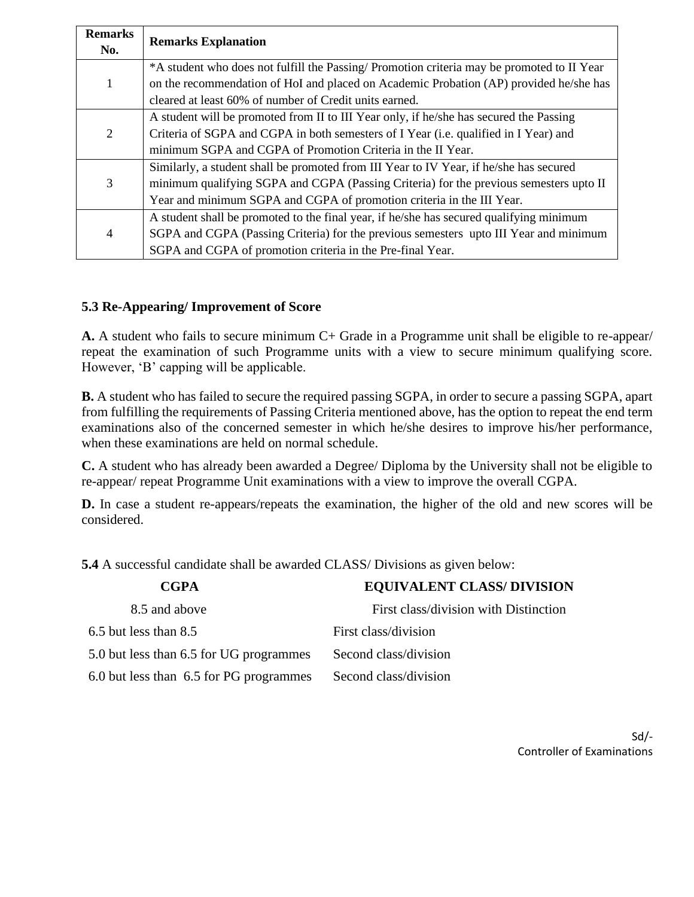| Remarks No. | Remarks Explanation |
|---|---|
| 1 | *A student who does not fulfill the Passing/ Promotion criteria may be promoted to II Year on the recommendation of HoI and placed on Academic Probation (AP) provided he/she has cleared at least 60% of number of Credit units earned. |
| 2 | A student will be promoted from II to III Year only, if he/she has secured the Passing Criteria of SGPA and CGPA in both semesters of I Year (i.e. qualified in I Year) and minimum SGPA and CGPA of Promotion Criteria in the II Year. |
| 3 | Similarly, a student shall be promoted from III Year to IV Year, if he/she has secured minimum qualifying SGPA and CGPA (Passing Criteria) for the previous semesters upto II Year and minimum SGPA and CGPA of promotion criteria in the III Year. |
| 4 | A student shall be promoted to the final year, if he/she has secured qualifying minimum SGPA and CGPA (Passing Criteria) for the previous semesters upto III Year and minimum SGPA and CGPA of promotion criteria in the Pre-final Year. |

### 5.3 Re-Appearing/ Improvement of Score

**A.** A student who fails to secure minimum C+ Grade in a Programme unit shall be eligible to re-appear/ repeat the examination of such Programme units with a view to secure minimum qualifying score. However, 'B' capping will be applicable.

**B.** A student who has failed to secure the required passing SGPA, in order to secure a passing SGPA, apart from fulfilling the requirements of Passing Criteria mentioned above, has the option to repeat the end term examinations also of the concerned semester in which he/she desires to improve his/her performance, when these examinations are held on normal schedule.

**C.** A student who has already been awarded a Degree/ Diploma by the University shall not be eligible to re-appear/ repeat Programme Unit examinations with a view to improve the overall CGPA.

**D.** In case a student re-appears/repeats the examination, the higher of the old and new scores will be considered.

**5.4** A successful candidate shall be awarded CLASS/ Divisions as given below:

| CGPA | EQUIVALENT CLASS/ DIVISION |
|---|---|
| 8.5 and above | First class/division with Distinction |
| 6.5 but less than 8.5 | First class/division |
| 5.0 but less than 6.5 for UG programmes | Second class/division |
| 6.0 but less than 6.5 for PG programmes | Second class/division |

Sd/-
Controller of Examinations